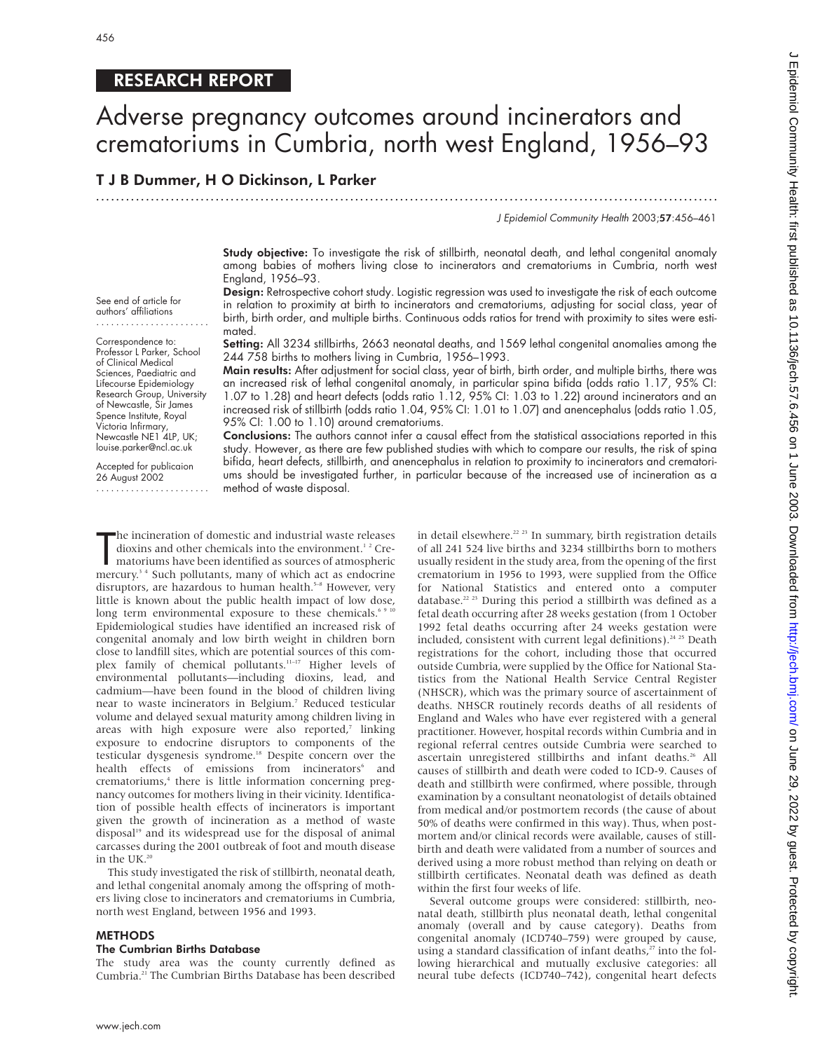RESEARCH REPORT

# Adverse pregnancy outcomes around incinerators and crematoriums in Cumbria, north west England, 1956–93

**T J B Dummer, H O Dickinson, L Parker**

See end of article for authors' affiliations

Correspondence to: Professor L Parker, School of Clinical Medical Sciences, Paediatric and Lifecourse Epidemiology Research Group, University of Newcastle, Sir James Spence Institute, Royal Victoria Infirmary, Newcastle NE1 4LP, UK; louise.parker@ncl.ac.uk

Accepted for publicaion 26 August 2002

**Study objective:** To investigate the risk of stillbirth, neonatal death, and lethal congenital anomaly among babies of mothers living close to incinerators and crematoriums in Cumbria, north west England, 1956–93.

**Design:** Retrospective cohort study. Logistic regression was used to investigate the risk of each outcome in relation to proximity at birth to incinerators and crematoriums, adjusting for social class, year of birth, birth order, and multiple births. Continuous odds ratios for trend with proximity to sites were estimated.

**Setting:** All 3234 stillbirths, 2663 neonatal deaths, and 1569 lethal congenital anomalies among the 244 758 births to mothers living in Cumbria, 1956–1993.

**Main results:** After adjustment for social class, year of birth, birth order, and multiple births, there was an increased risk of lethal congenital anomaly, in particular spina bifida (odds ratio 1.17, 95% CI: 1.07 to 1.28) and heart defects (odds ratio 1.12, 95% CI: 1.03 to 1.22) around incinerators and an increased risk of stillbirth (odds ratio 1.04, 95% CI: 1.01 to 1.07) and anencephalus (odds ratio 1.05, 95% CI: 1.00 to 1.10) around crematoriums.

**Conclusions:** The authors cannot infer a causal effect from the statistical associations reported in this study. However, as there are few published studies with which to compare our results, the risk of spina bifida, heart defects, stillbirth, and anencephalus in relation to proximity to incinerators and crematoriums should be investigated further, in particular because of the increased use of incineration as a method of waste disposal.

The incineration of domestic and industrial waste releases dioxins and other chemicals into the environment.[1,2] Crematoriums have been identified as sources of atmospheric mercury.[3,4] Such pollutants, many of which act as endocrine disruptors, are hazardous to human health.[5–8] However, very little is known about the public health impact of low dose, long term environmental exposure to these chemicals.[6,9,10] Epidemiological studies have identified an increased risk of congenital anomaly and low birth weight in children born close to landfill sites, which are potential sources of this complex family of chemical pollutants.[11–17] Higher levels of environmental pollutants—including dioxins, lead, and cadmium—have been found in the blood of children living near to waste incinerators in Belgium.[7] Reduced testicular volume and delayed sexual maturity among children living in areas with high exposure were also reported,[7] linking exposure to endocrine disruptors to components of the testicular dysgenesis syndrome.[18] Despite concern over the health effects of emissions from incinerators[6] and crematoriums,[4] there is little information concerning pregnancy outcomes for mothers living in their vicinity. Identification of possible health effects of incinerators is important given the growth of incineration as a method of waste disposal[19] and its widespread use for the disposal of animal carcasses during the 2001 outbreak of foot and mouth disease in the UK.[20]

This study investigated the risk of stillbirth, neonatal death, and lethal congenital anomaly among the offspring of mothers living close to incinerators and crematoriums in Cumbria, north west England, between 1956 and 1993.

## METHODS

### The Cumbrian Births Database

The study area was the county currently defined as Cumbria.[21] The Cumbrian Births Database has been described in detail elsewhere.[22,23] In summary, birth registration details of all 241 524 live births and 3234 stillbirths born to mothers usually resident in the study area, from the opening of the first crematorium in 1956 to 1993, were supplied from the Office for National Statistics and entered onto a computer database.[22,23] During this period a stillbirth was defined as a fetal death occurring after 28 weeks gestation (from 1 October 1992 fetal deaths occurring after 24 weeks gestation were included, consistent with current legal definitions).[24,25] Death registrations for the cohort, including those that occurred outside Cumbria, were supplied by the Office for National Statistics from the National Health Service Central Register (NHSCR), which was the primary source of ascertainment of deaths. NHSCR routinely records deaths of all residents of England and Wales who have ever registered with a general practitioner. However, hospital records within Cumbria and in regional referral centres outside Cumbria were searched to ascertain unregistered stillbirths and infant deaths.[26] All causes of stillbirth and death were coded to ICD-9. Causes of death and stillbirth were confirmed, where possible, through examination by a consultant neonatologist of details obtained from medical and/or postmortem records (the cause of about 50% of deaths were confirmed in this way). Thus, when postmortem and/or clinical records were available, causes of stillbirth and death were validated from a number of sources and derived using a more robust method than relying on death or stillbirth certificates. Neonatal death was defined as death within the first four weeks of life.

Several outcome groups were considered: stillbirth, neonatal death, stillbirth plus neonatal death, lethal congenital anomaly (overall and by cause category). Deaths from congenital anomaly (ICD740–759) were grouped by cause, using a standard classification of infant deaths,[27] into the following hierarchical and mutually exclusive categories: all neural tube defects (ICD740–742), congenital heart defects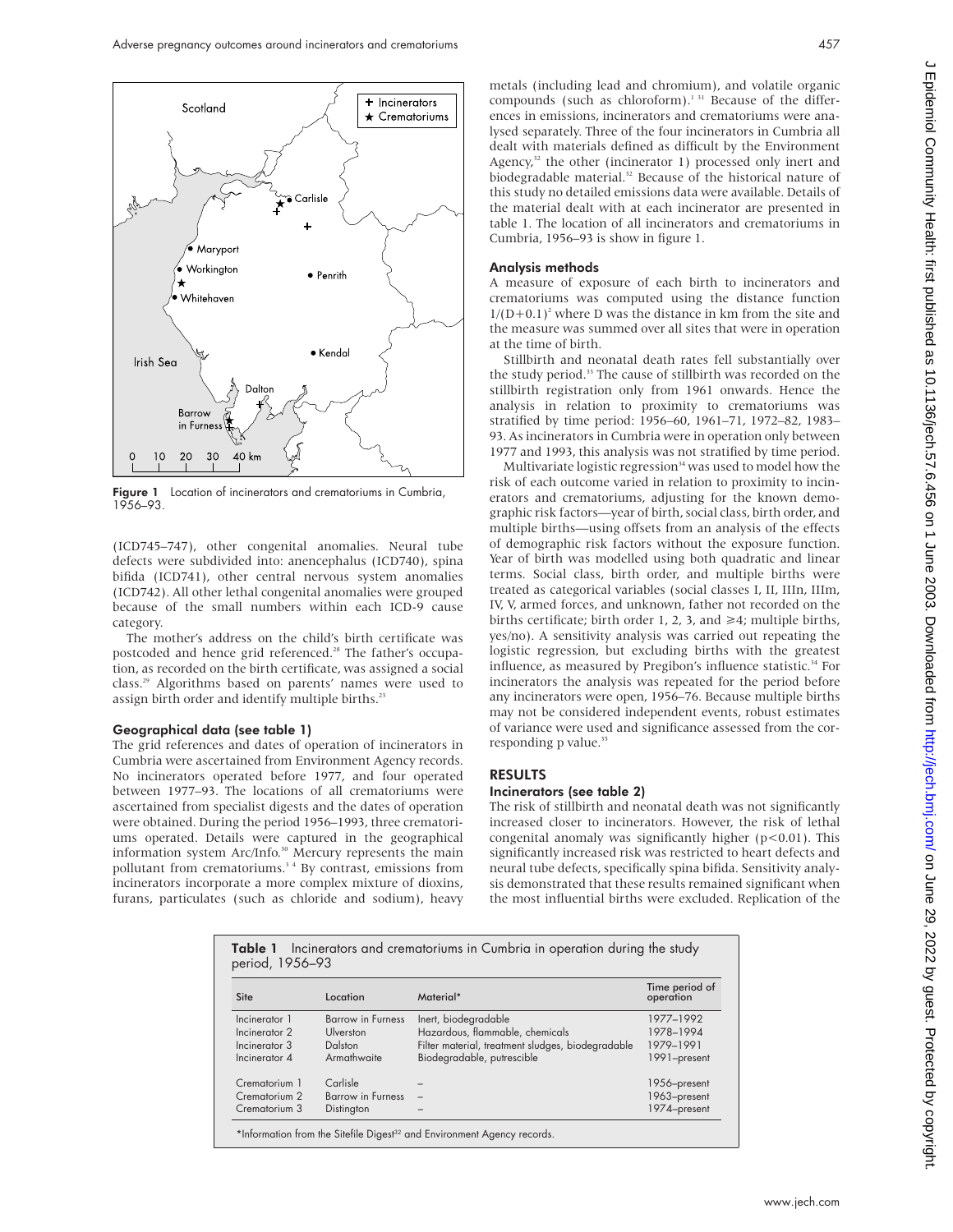Figure 1 Location of incinerators and crematoriums in Cumbria, 1956–93.

(ICD745–747), other congenital anomalies. Neural tube defects were subdivided into: anencephalus (ICD740), spina bifida (ICD741), other central nervous system anomalies (ICD742). All other lethal congenital anomalies were grouped because of the small numbers within each ICD-9 cause category.

The mother's address on the child's birth certificate was postcoded and hence grid referenced.[28] The father's occupation, as recorded on the birth certificate, was assigned a social class.[29] Algorithms based on parents' names were used to assign birth order and identify multiple births.[23]

### Geographical data (see table 1)

The grid references and dates of operation of incinerators in Cumbria were ascertained from Environment Agency records. No incinerators operated before 1977, and four operated between 1977–93. The locations of all crematoriums were ascertained from specialist digests and the dates of operation were obtained. During the period 1956–1993, three crematoriums operated. Details were captured in the geographical information system Arc/Info.[30] Mercury represents the main pollutant from crematoriums.[3 4] By contrast, emissions from incinerators incorporate a more complex mixture of dioxins, furans, particulates (such as chloride and sodium), heavy metals (including lead and chromium), and volatile organic compounds (such as chloroform).[1 31] Because of the differences in emissions, incinerators and crematoriums were analysed separately. Three of the four incinerators in Cumbria all dealt with materials defined as difficult by the Environment Agency,[32] the other (incinerator 1) processed only inert and biodegradable material.[32] Because of the historical nature of this study no detailed emissions data were available. Details of the material dealt with at each incinerator are presented in table 1. The location of all incinerators and crematoriums in Cumbria, 1956–93 is show in figure 1.

### Analysis methods

A measure of exposure of each birth to incinerators and crematoriums was computed using the distance function $1/(D+0.1)^2$ where D was the distance in km from the site and the measure was summed over all sites that were in operation at the time of birth.

Stillbirth and neonatal death rates fell substantially over the study period.[33] The cause of stillbirth was recorded on the stillbirth registration only from 1961 onwards. Hence the analysis in relation to proximity to crematoriums was stratified by time period: 1956–60, 1961–71, 1972–82, 1983–93. As incinerators in Cumbria were in operation only between 1977 and 1993, this analysis was not stratified by time period.

Multivariate logistic regression[34] was used to model how the risk of each outcome varied in relation to proximity to incinerators and crematoriums, adjusting for the known demographic risk factors—year of birth, social class, birth order, and multiple births—using offsets from an analysis of the effects of demographic risk factors without the exposure function. Year of birth was modelled using both quadratic and linear terms. Social class, birth order, and multiple births were treated as categorical variables (social classes I, II, IIIn, IIIm, IV, V, armed forces, and unknown, father not recorded on the births certificate; birth order 1, 2, 3, and ≥4; multiple births, yes/no). A sensitivity analysis was carried out repeating the logistic regression, but excluding births with the greatest influence, as measured by Pregibon's influence statistic.[34] For incinerators the analysis was repeated for the period before any incinerators were open, 1956–76. Because multiple births may not be considered independent events, robust estimates of variance were used and significance assessed from the corresponding p value.[35]

## RESULTS

### Incinerators (see table 2)

The risk of stillbirth and neonatal death was not significantly increased closer to incinerators. However, the risk of lethal congenital anomaly was significantly higher ($p<0.01$). This significantly increased risk was restricted to heart defects and neural tube defects, specifically spina bifida. Sensitivity analysis demonstrated that these results remained significant when the most influential births were excluded. Replication of the

**Table 1** Incinerators and crematoriums in Cumbria in operation during the study period, 1956–93

| Site | Location | Material* | Time period of operation |
|---|---|---|---|
| Incinerator 1 | Barrow in Furness | Inert, biodegradable | 1977–1992 |
| Incinerator 2 | Ulverston | Hazardous, flammable, chemicals | 1978–1994 |
| Incinerator 3 | Dalston | Filter material, treatment sludges, biodegradable | 1979–1991 |
| Incinerator 4 | Armathwaite | Biodegradable, putrescible | 1991–present |
| Crematorium 1 | Carlisle | – | 1956–present |
| Crematorium 2 | Barrow in Furness | – | 1963–present |
| Crematorium 3 | Distington | – | 1974–present |

*Information from the Sitefile Digest[32] and Environment Agency records.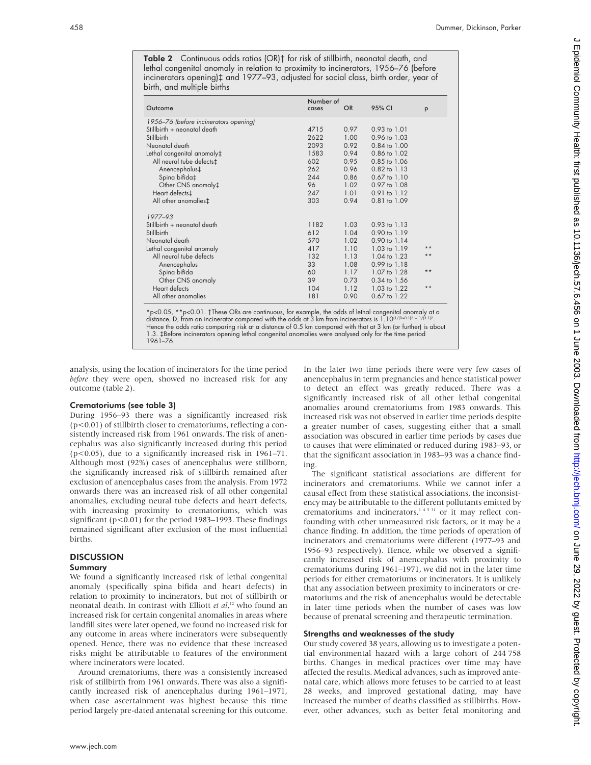**Table 2** Continuous odds ratios (OR)† for risk of stillbirth, neonatal death, and lethal congenital anomaly in relation to proximity to incinerators, 1956–76 (before incinerators opening)‡ and 1977–93, adjusted for social class, birth order, year of birth, and multiple births

| Outcome | Number of cases | OR | 95% CI | p |
|---|---|---|---|---|
| *1956–76 (before incinerators opening)* | | | | |
| Stillbirth + neonatal death | 4715 | 0.97 | 0.93 to 1.01 | |
| Stillbirth | 2622 | 1.00 | 0.96 to 1.03 | |
| Neonatal death | 2093 | 0.92 | 0.84 to 1.00 | |
| Lethal congenital anomaly‡ | 1583 | 0.94 | 0.86 to 1.02 | |
| All neural tube defects‡ | 602 | 0.95 | 0.85 to 1.06 | |
| Anencephalus‡ | 262 | 0.96 | 0.82 to 1.13 | |
| Spina bifida‡ | 244 | 0.86 | 0.67 to 1.10 | |
| Other CNS anomaly‡ | 96 | 1.02 | 0.97 to 1.08 | |
| Heart defects‡ | 247 | 1.01 | 0.91 to 1.12 | |
| All other anomalies‡ | 303 | 0.94 | 0.81 to 1.09 | |
| *1977–93* | | | | |
| Stillbirth + neonatal death | 1182 | 1.03 | 0.93 to 1.13 | |
| Stillbirth | 612 | 1.04 | 0.90 to 1.19 | |
| Neonatal death | 570 | 1.02 | 0.90 to 1.14 | |
| Lethal congenital anomaly | 417 | 1.10 | 1.03 to 1.19 | ** |
| All neural tube defects | 132 | 1.13 | 1.04 to 1.23 | ** |
| Anencephalus | 33 | 1.08 | 0.99 to 1.18 | |
| Spina bifida | 60 | 1.17 | 1.07 to 1.28 | ** |
| Other CNS anomaly | 39 | 0.73 | 0.34 to 1.56 | |
| Heart defects | 104 | 1.12 | 1.03 to 1.22 | ** |
| All other anomalies | 181 | 0.90 | 0.67 to 1.22 | |

*$p<0.05$, **$p<0.01$. †These ORs are continuous, for example, the odds of lethal congenital anomaly at a distance, D, from an incinerator compared with the odds at 3 km from incinerators is $1.10^{(1/(D+0.1))^2 - 1/(3.1)^2}$. Hence the odds ratio comparing risk at a distance of 0.5 km compared with that at 3 km (or further) is about 1.3. ‡Before incinerators opening lethal congenital anomalies were analysed only for the time period 1961–76.

analysis, using the location of incinerators for the time period *before* they were open, showed no increased risk for any outcome (table 2).

### Crematoriums (see table 3)

During 1956–93 there was a significantly increased risk ($p<0.01$) of stillbirth closer to crematoriums, reflecting a consistently increased risk from 1961 onwards. The risk of anencephalus was also significantly increased during this period ($p<0.05$), due to a significantly increased risk in 1961–71. Although most (92%) cases of anencephalus were stillborn, the significantly increased risk of stillbirth remained after exclusion of anencephalus cases from the analysis. From 1972 onwards there was an increased risk of all other congenital anomalies, excluding neural tube defects and heart defects, with increasing proximity to crematoriums, which was significant ($p<0.01$) for the period 1983–1993. These findings remained significant after exclusion of the most influential births.

## DISCUSSION

### Summary

We found a significantly increased risk of lethal congenital anomaly (specifically spina bifida and heart defects) in relation to proximity to incinerators, but not of stillbirth or neonatal death. In contrast with Elliott *et al*,[12] who found an increased risk for certain congenital anomalies in areas where landfill sites were later opened, we found no increased risk for any outcome in areas where incinerators were subsequently opened. Hence, there was no evidence that these increased risks might be attributable to features of the environment where incinerators were located.

Around crematoriums, there was a consistently increased risk of stillbirth from 1961 onwards. There was also a significantly increased risk of anencephalus during 1961–1971, when case ascertainment was highest because this time period largely pre-dated antenatal screening for this outcome. In the later two time periods there were very few cases of anencephalus in term pregnancies and hence statistical power to detect an effect was greatly reduced. There was a significantly increased risk of all other lethal congenital anomalies around crematoriums from 1983 onwards. This increased risk was not observed in earlier time periods despite a greater number of cases, suggesting either that a small association was obscured in earlier time periods by cases due to causes that were eliminated or reduced during 1983–93, or that the significant association in 1983–93 was a chance finding.

The significant statistical associations are different for incinerators and crematoriums. While we cannot infer a causal effect from these statistical associations, the inconsistency may be attributable to the different pollutants emitted by crematoriums and incinerators,[1 4 5 31] or it may reflect confounding with other unmeasured risk factors, or it may be a chance finding. In addition, the time periods of operation of incinerators and crematoriums were different (1977–93 and 1956–93 respectively). Hence, while we observed a significantly increased risk of anencephalus with proximity to crematoriums during 1961–1971, we did not in the later time periods for either crematoriums or incinerators. It is unlikely that any association between proximity to incinerators or crematoriums and the risk of anencephalus would be detectable in later time periods when the number of cases was low because of prenatal screening and therapeutic termination.

### Strengths and weaknesses of the study

Our study covered 38 years, allowing us to investigate a potential environmental hazard with a large cohort of 244 758 births. Changes in medical practices over time may have affected the results. Medical advances, such as improved antenatal care, which allows more fetuses to be carried to at least 28 weeks, and improved gestational dating, may have increased the number of deaths classified as stillbirths. However, other advances, such as better fetal monitoring and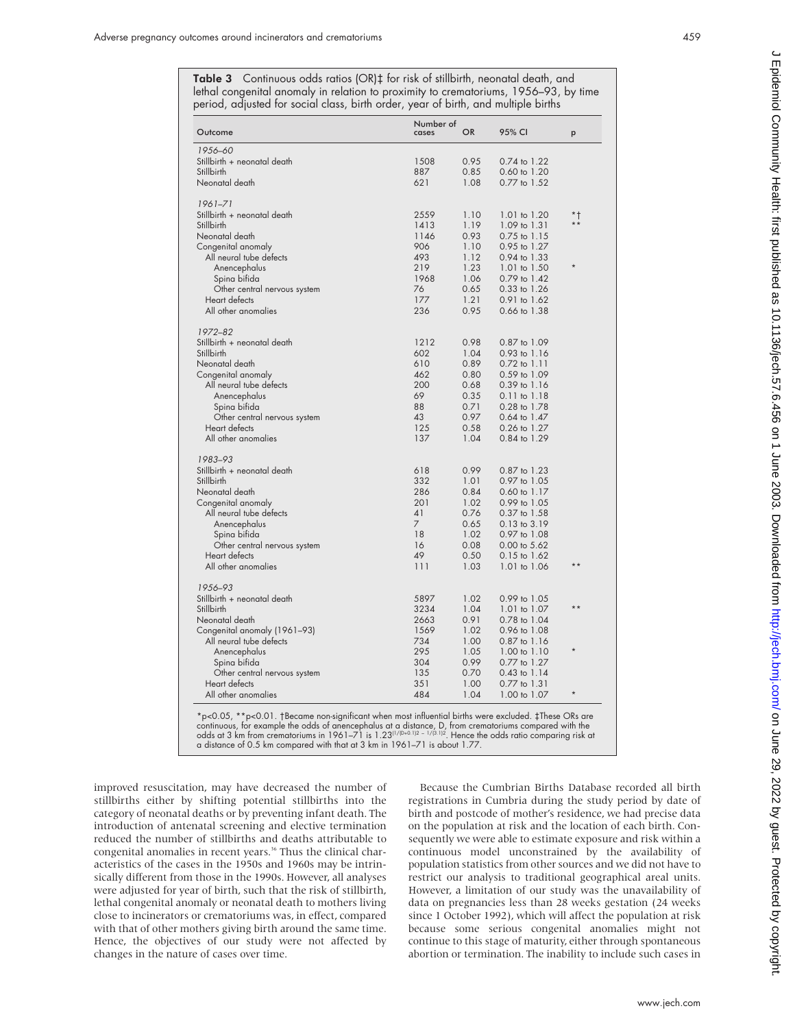**Table 3** Continuous odds ratios (OR)‡ for risk of stillbirth, neonatal death, and lethal congenital anomaly in relation to proximity to crematoriums, 1956–93, by time period, adjusted for social class, birth order, year of birth, and multiple births

| Outcome | Number of cases | OR | 95% CI | p |
|---|---|---|---|---|
| *1956–60* | | | | |
| Stillbirth + neonatal death | 1508 | 0.95 | 0.74 to 1.22 | |
| Stillbirth | 887 | 0.85 | 0.60 to 1.20 | |
| Neonatal death | 621 | 1.08 | 0.77 to 1.52 | |
| *1961–71* | | | | |
| Stillbirth + neonatal death | 2559 | 1.10 | 1.01 to 1.20 | *† |
| Stillbirth | 1413 | 1.19 | 1.09 to 1.31 | ** |
| Neonatal death | 1146 | 0.93 | 0.75 to 1.15 | |
| Congenital anomaly | 906 | 1.10 | 0.95 to 1.27 | |
| All neural tube defects | 493 | 1.12 | 0.94 to 1.33 | |
| Anencephalus | 219 | 1.23 | 1.01 to 1.50 | * |
| Spina bifida | 1968 | 1.06 | 0.79 to 1.42 | |
| Other central nervous system | 76 | 0.65 | 0.33 to 1.26 | |
| Heart defects | 177 | 1.21 | 0.91 to 1.62 | |
| All other anomalies | 236 | 0.95 | 0.66 to 1.38 | |
| *1972–82* | | | | |
| Stillbirth + neonatal death | 1212 | 0.98 | 0.87 to 1.09 | |
| Stillbirth | 602 | 1.04 | 0.93 to 1.16 | |
| Neonatal death | 610 | 0.89 | 0.72 to 1.11 | |
| Congenital anomaly | 462 | 0.80 | 0.59 to 1.09 | |
| All neural tube defects | 200 | 0.68 | 0.39 to 1.16 | |
| Anencephalus | 69 | 0.35 | 0.11 to 1.18 | |
| Spina bifida | 88 | 0.71 | 0.28 to 1.78 | |
| Other central nervous system | 43 | 0.97 | 0.64 to 1.47 | |
| Heart defects | 125 | 0.58 | 0.26 to 1.27 | |
| All other anomalies | 137 | 1.04 | 0.84 to 1.29 | |
| *1983–93* | | | | |
| Stillbirth + neonatal death | 618 | 0.99 | 0.87 to 1.23 | |
| Stillbirth | 332 | 1.01 | 0.97 to 1.05 | |
| Neonatal death | 286 | 0.84 | 0.60 to 1.17 | |
| Congenital anomaly | 201 | 1.02 | 0.99 to 1.05 | |
| All neural tube defects | 41 | 0.76 | 0.37 to 1.58 | |
| Anencephalus | 7 | 0.65 | 0.13 to 3.19 | |
| Spina bifida | 18 | 1.02 | 0.97 to 1.08 | |
| Other central nervous system | 16 | 0.08 | 0.00 to 5.62 | |
| Heart defects | 49 | 0.50 | 0.15 to 1.62 | |
| All other anomalies | 111 | 1.03 | 1.01 to 1.06 | ** |
| *1956–93* | | | | |
| Stillbirth + neonatal death | 5897 | 1.02 | 0.99 to 1.05 | |
| Stillbirth | 3234 | 1.04 | 1.01 to 1.07 | ** |
| Neonatal death | 2663 | 0.91 | 0.78 to 1.04 | |
| Congenital anomaly (1961–93) | 1569 | 1.02 | 0.96 to 1.08 | |
| All neural tube defects | 734 | 1.00 | 0.87 to 1.16 | |
| Anencephalus | 295 | 1.05 | 1.00 to 1.10 | * |
| Spina bifida | 304 | 0.99 | 0.77 to 1.27 | |
| Other central nervous system | 135 | 0.70 | 0.43 to 1.14 | |
| Heart defects | 351 | 1.00 | 0.77 to 1.31 | |
| All other anomalies | 484 | 1.04 | 1.00 to 1.07 | * |

*p<0.05, **p<0.01. †Became non-significant when most influential births were excluded. ‡These ORs are continuous, for example the odds of anencephalus at a distance, D, from crematoriums compared with the odds at 3 km from crematoriums in 1961–71 is $1.23^{(1/(D+0.1))^2 - 1/(3.1)^2}$. Hence the odds ratio comparing risk at a distance of 0.5 km compared with that at 3 km in 1961–71 is about 1.77.

improved resuscitation, may have decreased the number of stillbirths either by shifting potential stillbirths into the category of neonatal deaths or by preventing infant death. The introduction of antenatal screening and elective termination reduced the number of stillbirths and deaths attributable to congenital anomalies in recent years.[36] Thus the clinical characteristics of the cases in the 1950s and 1960s may be intrinsically different from those in the 1990s. However, all analyses were adjusted for year of birth, such that the risk of stillbirth, lethal congenital anomaly or neonatal death to mothers living close to incinerators or crematoriums was, in effect, compared with that of other mothers giving birth around the same time. Hence, the objectives of our study were not affected by changes in the nature of cases over time.

Because the Cumbrian Births Database recorded all birth registrations in Cumbria during the study period by date of birth and postcode of mother's residence, we had precise data on the population at risk and the location of each birth. Consequently we were able to estimate exposure and risk within a continuous model unconstrained by the availability of population statistics from other sources and we did not have to restrict our analysis to traditional geographical areal units. However, a limitation of our study was the unavailability of data on pregnancies less than 28 weeks gestation (24 weeks since 1 October 1992), which will affect the population at risk because some serious congenital anomalies might not continue to this stage of maturity, either through spontaneous abortion or termination. The inability to include such cases in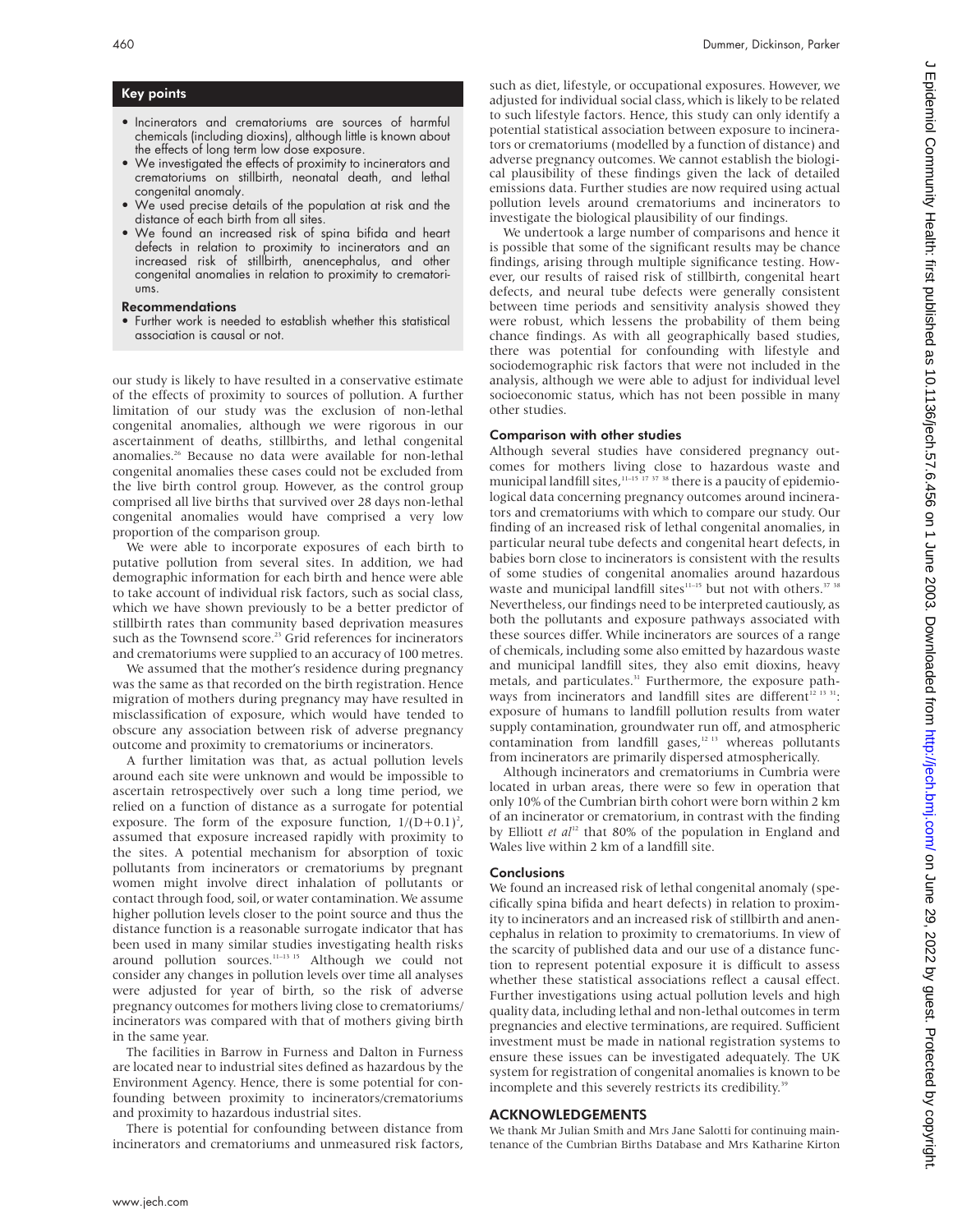## Key points

- Incinerators and crematoriums are sources of harmful chemicals (including dioxins), although little is known about the effects of long term low dose exposure.
- We investigated the effects of proximity to incinerators and crematoriums on stillbirth, neonatal death, and lethal congenital anomaly.
- We used precise details of the population at risk and the distance of each birth from all sites.
- We found an increased risk of spina bifida and heart defects in relation to proximity to incinerators and an increased risk of stillbirth, anencephalus, and other congenital anomalies in relation to proximity to crematoriums.

### Recommendations

- Further work is needed to establish whether this statistical association is causal or not.

our study is likely to have resulted in a conservative estimate of the effects of proximity to sources of pollution. A further limitation of our study was the exclusion of non-lethal congenital anomalies, although we were rigorous in our ascertainment of deaths, stillbirths, and lethal congenital anomalies.[26] Because no data were available for non-lethal congenital anomalies these cases could not be excluded from the live birth control group. However, as the control group comprised all live births that survived over 28 days non-lethal congenital anomalies would have comprised a very low proportion of the comparison group.

We were able to incorporate exposures of each birth to putative pollution from several sites. In addition, we had demographic information for each birth and hence were able to take account of individual risk factors, such as social class, which we have shown previously to be a better predictor of stillbirth rates than community based deprivation measures such as the Townsend score.[23] Grid references for incinerators and crematoriums were supplied to an accuracy of 100 metres.

We assumed that the mother's residence during pregnancy was the same as that recorded on the birth registration. Hence migration of mothers during pregnancy may have resulted in misclassification of exposure, which would have tended to obscure any association between risk of adverse pregnancy outcome and proximity to crematoriums or incinerators.

A further limitation was that, as actual pollution levels around each site were unknown and would be impossible to ascertain retrospectively over such a long time period, we relied on a function of distance as a surrogate for potential exposure. The form of the exposure function, $1/(D+0.1)^2$, assumed that exposure increased rapidly with proximity to the sites. A potential mechanism for absorption of toxic pollutants from incinerators or crematoriums by pregnant women might involve direct inhalation of pollutants or contact through food, soil, or water contamination. We assume higher pollution levels closer to the point source and thus the distance function is a reasonable surrogate indicator that has been used in many similar studies investigating health risks around pollution sources.[11–13 15] Although we could not consider any changes in pollution levels over time all analyses were adjusted for year of birth, so the risk of adverse pregnancy outcomes for mothers living close to crematoriums/incinerators was compared with that of mothers giving birth in the same year.

The facilities in Barrow in Furness and Dalton in Furness are located near to industrial sites defined as hazardous by the Environment Agency. Hence, there is some potential for confounding between proximity to incinerators/crematoriums and proximity to hazardous industrial sites.

There is potential for confounding between distance from incinerators and crematoriums and unmeasured risk factors, such as diet, lifestyle, or occupational exposures. However, we adjusted for individual social class, which is likely to be related to such lifestyle factors. Hence, this study can only identify a potential statistical association between exposure to incinerators or crematoriums (modelled by a function of distance) and adverse pregnancy outcomes. We cannot establish the biological plausibility of these findings given the lack of detailed emissions data. Further studies are now required using actual pollution levels around crematoriums and incinerators to investigate the biological plausibility of our findings.

We undertook a large number of comparisons and hence it is possible that some of the significant results may be chance findings, arising through multiple significance testing. However, our results of raised risk of stillbirth, congenital heart defects, and neural tube defects were generally consistent between time periods and sensitivity analysis showed they were robust, which lessens the probability of them being chance findings. As with all geographically based studies, there was potential for confounding with lifestyle and sociodemographic risk factors that were not included in the analysis, although we were able to adjust for individual level socioeconomic status, which has not been possible in many other studies.

### Comparison with other studies

Although several studies have considered pregnancy outcomes for mothers living close to hazardous waste and municipal landfill sites,[11–15 17 37 38] there is a paucity of epidemiological data concerning pregnancy outcomes around incinerators and crematoriums with which to compare our study. Our finding of an increased risk of lethal congenital anomalies, in particular neural tube defects and congenital heart defects, in babies born close to incinerators is consistent with the results of some studies of congenital anomalies around hazardous waste and municipal landfill sites[11–15] but not with others.[37 38] Nevertheless, our findings need to be interpreted cautiously, as both the pollutants and exposure pathways associated with these sources differ. While incinerators are sources of a range of chemicals, including some also emitted by hazardous waste and municipal landfill sites, they also emit dioxins, heavy metals, and particulates.[31] Furthermore, the exposure pathways from incinerators and landfill sites are different[12 13 31]: exposure of humans to landfill pollution results from water supply contamination, groundwater run off, and atmospheric contamination from landfill gases,[12 13] whereas pollutants from incinerators are primarily dispersed atmospherically.

Although incinerators and crematoriums in Cumbria were located in urban areas, there were so few in operation that only 10% of the Cumbrian birth cohort were born within 2 km of an incinerator or crematorium, in contrast with the finding by Elliott *et al*[12] that 80% of the population in England and Wales live within 2 km of a landfill site.

### Conclusions

We found an increased risk of lethal congenital anomaly (specifically spina bifida and heart defects) in relation to proximity to incinerators and an increased risk of stillbirth and anencephalus in relation to proximity to crematoriums. In view of the scarcity of published data and our use of a distance function to represent potential exposure it is difficult to assess whether these statistical associations reflect a causal effect. Further investigations using actual pollution levels and high quality data, including lethal and non-lethal outcomes in term pregnancies and elective terminations, are required. Sufficient investment must be made in national registration systems to ensure these issues can be investigated adequately. The UK system for registration of congenital anomalies is known to be incomplete and this severely restricts its credibility.[39]

## ACKNOWLEDGEMENTS

We thank Mr Julian Smith and Mrs Jane Salotti for continuing maintenance of the Cumbrian Births Database and Mrs Katharine Kirton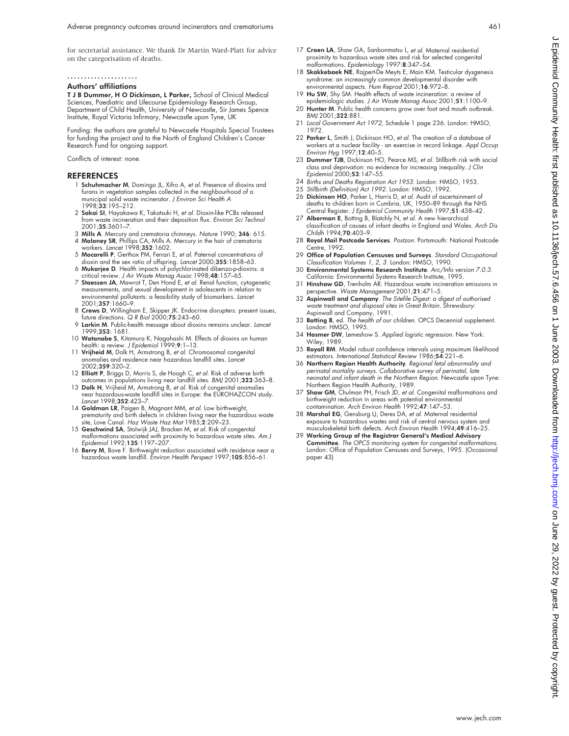for secretarial assistance. We thank Dr Martin Ward-Platt for advice on the categorisation of deaths.

.....................

### Authors' affiliations

**T J B Dummer, H O Dickinson, L Parker,** School of Clinical Medical Sciences, Paediatric and Lifecourse Epidemiology Research Group, Department of Child Health, University of Newcastle, Sir James Spence Institute, Royal Victoria Infirmary, Newcastle upon Tyne, UK

Funding: the authors are grateful to Newcastle Hospitals Special Trustees for funding the project and to the North of England Children's Cancer Research Fund for ongoing support.

Conflicts of interest: none.

## REFERENCES

1. **Schuhmacher M**, Domingo JL, Xifro A, *et al*. Presence of dioxins and furans in vegetation samples collected in the neighbourhood of a municipal solid waste incinerator. *J Environ Sci Health A* 1998;**33**:195–212.
2. **Sakai SI**, Hayakawa K, Takatsuki H, *et al*. Dioxin-like PCBs released from waste incineration and their deposition flux. *Environ Sci Technol* 2001;**35**:3601–7.
3. **Mills A**. Mercury and crematoria chimneys. *Nature* 1990; **346**: 615.
4. **Maloney SR**, Phillips CA, Mills A. Mercury in the hair of crematoria workers. *Lancet* 1998;**352**:1602.
5. **Mocarelli P**, Gerthox PM, Ferrari E, *et al*. Paternal concentrations of dioxin and the sex ratio of offspring. *Lancet* 2000;**355**:1858–63.
6. **Mukarjee D**. Health impacts of polychlorinated dibenzo-p-dioxins: a critical review. *J Air Waste Manag Assoc* 1998;**48**:157–65.
7. **Staessen JA**, Mawrot T, Den Hond E, *et al*. Renal function, cytogenetic measurements, and sexual development in adolescents in relation to environmental pollutants: a feasibility study of biomarkers. *Lancet* 2001;**357**:1660–9.
8. **Crews D**, Willingham E, Skipper JK. Endocrine disrupters: present issues, future directions. *Q R Biol* 2000;**75**:243–60.
9. **Larkin M**. Public-health message about dioxins remains unclear. *Lancet* 1999;**353**: 1681.
10. **Watanabe S**, Kitamura K, Nagahashi M. Effects of dioxins on human health: a review. *J Epidemiol* 1999;**9**:1–13.
11. **Vrijheid M**, Dolk H, Armstrong B, *et al*. Chromosomal congenital anomalies and residence near hazardous landfill sites. *Lancet* 2002;**359**:320–2.
12. **Elliott P**, Briggs D, Morris S, de Hoogh C, *et al*. Risk of adverse birth outcomes in populations living near landfill sites. *BMJ* 2001;**323**:363–8.
13. **Dolk H**, Vrijheid M, Armstrong B, *et al*. Risk of congenital anomalies near hazardous-waste landfill sites in Europe: the EUROHAZCON study. *Lancet* 1998;**352**:423–7.
14. **Goldman LR**, Paigen B, Magnant MM, *et al*. Low birthweight, prematurity and birth defects in children living near the hazardous waste site, Love Canal. *Haz Waste Haz Mat* 1985;**2**:209–23.
15. **Geschwind SA**, Stolwijk JAJ, Bracken M, *et al*. Risk of congenital malformations associated with proximity to hazardous waste sites. *Am J Epidemiol* 1992;**135**:1197–207.
16. **Berry M**, Bove F. Birthweight reduction associated with residence near a hazardous waste landfill. *Environ Health Perspect* 1997;**105**:856–61.
17. **Croen LA**, Shaw GA, Sanbonmatsu L, *et al*. Maternal residential proximity to hazardous waste sites and risk for selected congenital malformations. *Epidemiology* 1997:**8**:347–54.
18. **Skakkebaek NE**, Rajpert-De Meyts E, Main KM. Testicular dysgenesis syndrome: an increasingly common developmental disorder with environmental aspects. *Hum Reprod* 2001;**16**:972–8.
19. **Hu SW**, Shy SM. Health effects of waste incineration: a review of epidemiologic studies. *J Air Waste Manag Assoc* 2001;**51**:1100–9.
20. **Hunter M**. Public health concerns grow over foot and mouth outbreak. *BMJ* 2001;**322**:881.
21. *Local Government Act 1972*, Schedule 1 page 236. London: HMSO, 1972.
22. **Parker L**, Smith J, Dickinson HO, *et al*. The creation of a database of workers at a nuclear facility - an exercise in record linkage. *Appl Occup Environ Hyg* 1997;**12**:40–5.
23. **Dummer TJB**, Dickinson HO, Pearce MS, *et al*. Stillbirth risk with social class and deprivation: no evidence for increasing inequality. *J Clin Epidemiol* 2000;**53**:147–55.
24. *Births and Deaths Registration Act 1953*. London: HMSO, 1953.
25. *Stillbirth (Definition) Act 1992*. London: HMSO, 1992.
26. **Dickinson HO**, Parker L, Harris D, *et al*. Audit of ascertainment of deaths to children born in Cumbria, UK, 1950–89 through the NHS Central Register. *J Epidemiol Community Health* 1997;**51**:438–42.
27. **Alberman E**, Botting B, Blatchly N, *et al*. A new hierarchical classification of causes of infant deaths in England and Wales. *Arch Dis Childh* 1994;**70**:403–9.
28. **Royal Mail Postcode Services**. *Postzon*. Portsmouth: National Postcode Centre, 1992.
29. **Office of Population Censuses and Surveys**. *Standard Occupational Classification Volumes 1, 2, 3*. London: HMSO, 1990.
30. **Environmental Systems Research Institute**. *Arc/Info version 7.0.3*. California: Environmental Systems Research Institute, 1995.
31. **Hinshaw GD**, Trenholm AR. Hazardous waste incineration emissions in perspective. *Waste Management* 2001;**21**:471–5.
32. **Aspinwall and Company**. *The Sitefile Digest: a digest of authorised waste treatment and disposal sites in Great Britain*. Shrewsbury: Aspinwall and Company, 1991.
33. **Botting B**, ed. *The health of our children*. OPCS Decennial supplement. London: HMSO, 1995.
34. **Hosmer DW**, Lemeshow S. *Applied logistic regression*. New York: Wiley, 1989.
35. **Royall RM**. Model robust confidence intervals using maximum likelihood estimators. *International Statistical Review* 1986;**54**:221–6.
36. **Northern Region Health Authority**. *Regional fetal abnormality and perinatal mortality surveys. Collaborative survey of perinatal, late neonatal and infant death in the Northern Region*. Newcastle upon Tyne: Northern Region Health Authority, 1989.
37. **Shaw GM**, Chulman PH, Frisch JD, *et al*. Congenital malformations and birthweight reduction in areas with potential environmental contamination. *Arch Environ Health* 1992;**47**:147–53.
38. **Marshal EG**, Gensburg LJ, Deres DA, *et al*. Maternal residential exposure to hazardous wastes and risk of central nervous system and musculoskeletal birth defects. *Arch Environ Health* 1994;**49**:416–25.
39. **Working Group of the Registrar General's Medical Advisory Committee**. *The OPCS monitoring system for congenital malformations*. London: Office of Population Censuses and Surveys, 1995. (Occasional paper 43)